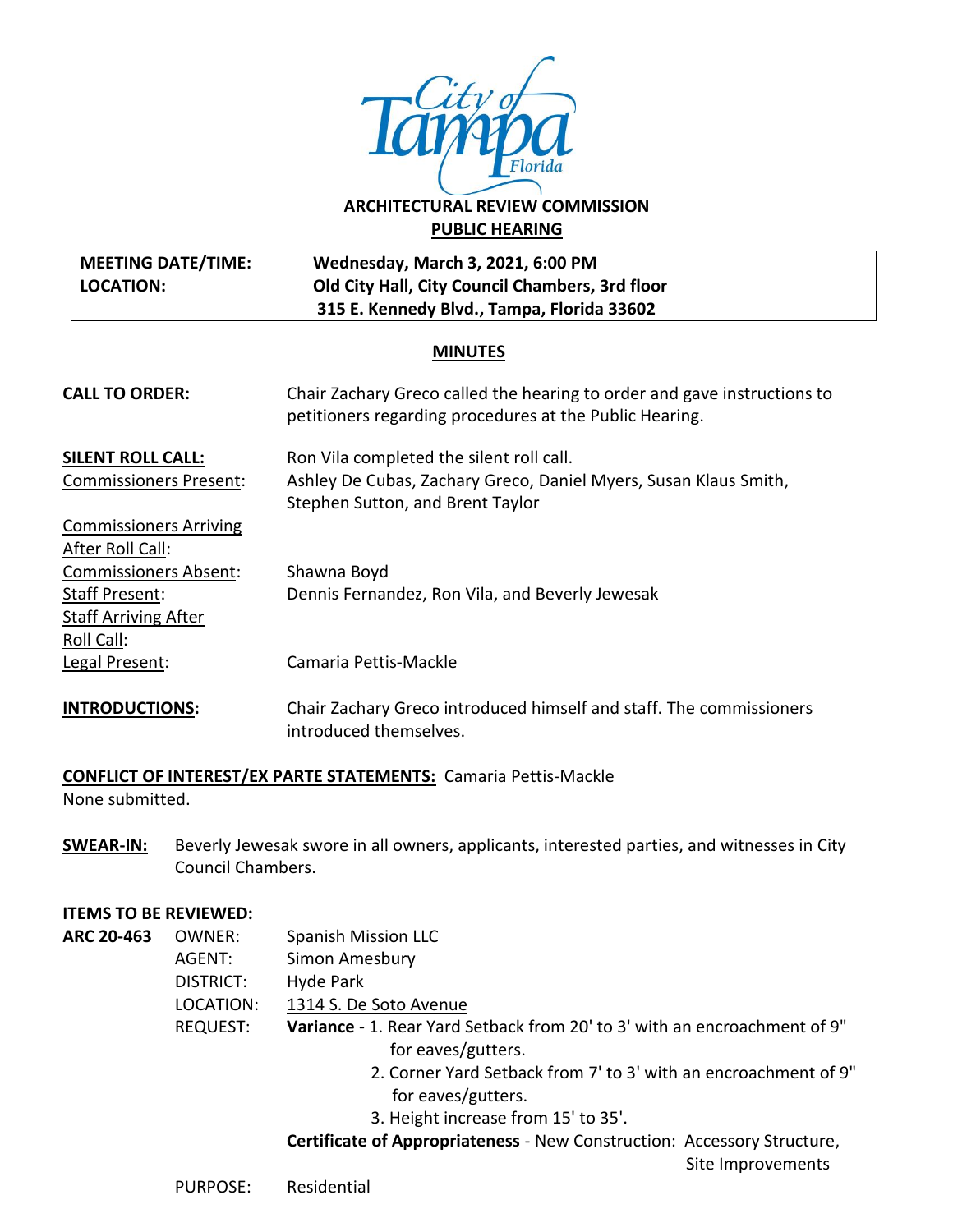City of Tampa Florida

**ARCHITECTURAL REVIEW COMMISSION**

**PUBLIC HEARING**

| | |
|---|---|
| **MEETING DATE/TIME:** | **Wednesday, March 3, 2021, 6:00 PM** |
| **LOCATION:** | **Old City Hall, City Council Chambers, 3rd floor** |
| | **315 E. Kennedy Blvd., Tampa, Florida 33602** |

## MINUTES

**CALL TO ORDER:** Chair Zachary Greco called the hearing to order and gave instructions to petitioners regarding procedures at the Public Hearing.

**SILENT ROLL CALL:** Ron Vila completed the silent roll call.

Commissioners Present: Ashley De Cubas, Zachary Greco, Daniel Myers, Susan Klaus Smith, Stephen Sutton, and Brent Taylor

Commissioners Arriving After Roll Call:

Commissioners Absent: Shawna Boyd

Staff Present: Dennis Fernandez, Ron Vila, and Beverly Jewesak

Staff Arriving After Roll Call:

Legal Present: Camaria Pettis-Mackle

**INTRODUCTIONS:** Chair Zachary Greco introduced himself and staff. The commissioners introduced themselves.

**CONFLICT OF INTEREST/EX PARTE STATEMENTS:** Camaria Pettis-Mackle
None submitted.

**SWEAR-IN:** Beverly Jewesak swore in all owners, applicants, interested parties, and witnesses in City Council Chambers.

**ITEMS TO BE REVIEWED:**

**ARC 20-463**

OWNER: Spanish Mission LLC

AGENT: Simon Amesbury

DISTRICT: Hyde Park

LOCATION: 1314 S. De Soto Avenue

REQUEST: **Variance** - 1. Rear Yard Setback from 20' to 3' with an encroachment of 9" for eaves/gutters.
2. Corner Yard Setback from 7' to 3' with an encroachment of 9" for eaves/gutters.
3. Height increase from 15' to 35'.

**Certificate of Appropriateness** - New Construction: Accessory Structure, Site Improvements

PURPOSE: Residential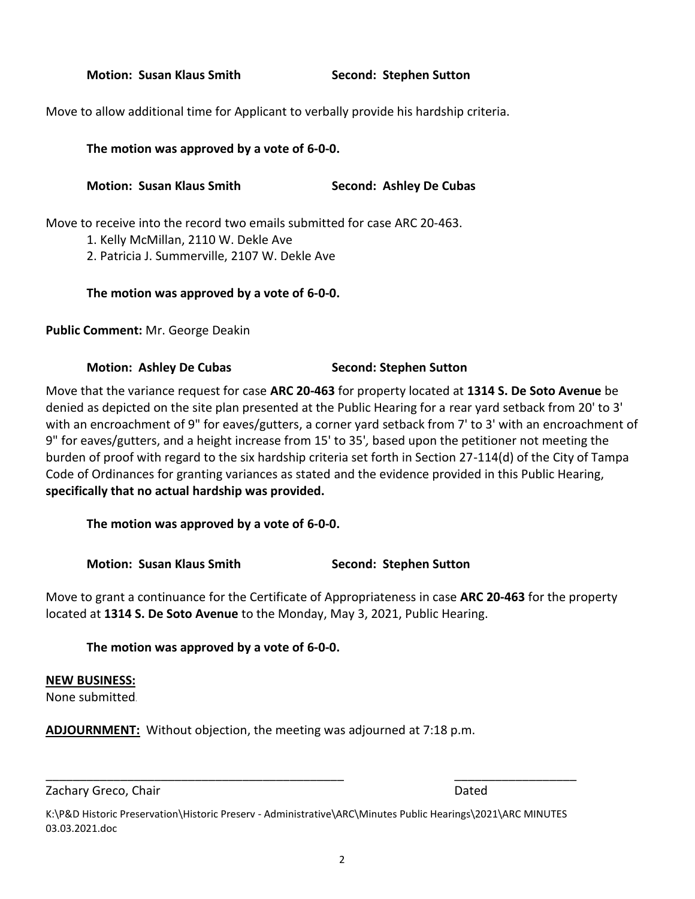**Motion: Susan Klaus Smith** **Second: Stephen Sutton**

Move to allow additional time for Applicant to verbally provide his hardship criteria.

**The motion was approved by a vote of 6-0-0.**

**Motion: Susan Klaus Smith** **Second: Ashley De Cubas**

Move to receive into the record two emails submitted for case ARC 20-463.

1. Kelly McMillan, 2110 W. Dekle Ave
2. Patricia J. Summerville, 2107 W. Dekle Ave

**The motion was approved by a vote of 6-0-0.**

**Public Comment:** Mr. George Deakin

**Motion: Ashley De Cubas** **Second: Stephen Sutton**

Move that the variance request for case **ARC 20-463** for property located at **1314 S. De Soto Avenue** be denied as depicted on the site plan presented at the Public Hearing for a rear yard setback from 20' to 3' with an encroachment of 9" for eaves/gutters, a corner yard setback from 7' to 3' with an encroachment of 9" for eaves/gutters, and a height increase from 15' to 35', based upon the petitioner not meeting the burden of proof with regard to the six hardship criteria set forth in Section 27-114(d) of the City of Tampa Code of Ordinances for granting variances as stated and the evidence provided in this Public Hearing, **specifically that no actual hardship was provided.**

**The motion was approved by a vote of 6-0-0.**

**Motion: Susan Klaus Smith** **Second: Stephen Sutton**

Move to grant a continuance for the Certificate of Appropriateness in case **ARC 20-463** for the property located at **1314 S. De Soto Avenue** to the Monday, May 3, 2021, Public Hearing.

**The motion was approved by a vote of 6-0-0.**

**NEW BUSINESS:**

None submitted.

**ADJOURNMENT:** Without objection, the meeting was adjourned at 7:18 p.m.

_____________________________________________ ___________________

Zachary Greco, Chair Dated

K:\P&D Historic Preservation\Historic Preserv - Administrative\ARC\Minutes Public Hearings\2021\ARC MINUTES 03.03.2021.doc